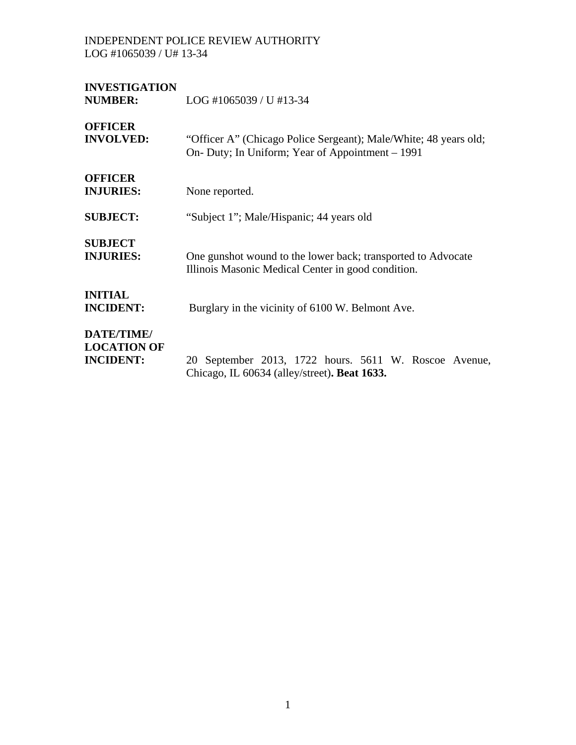| | |
|---|---|
| **INVESTIGATION NUMBER:** | LOG #1065039 / U #13-34 |
| **OFFICER INVOLVED:** | "Officer A" (Chicago Police Sergeant); Male/White; 48 years old; On- Duty; In Uniform; Year of Appointment – 1991 |
| **OFFICER INJURIES:** | None reported. |
| **SUBJECT:** | "Subject 1"; Male/Hispanic; 44 years old |
| **SUBJECT INJURIES:** | One gunshot wound to the lower back; transported to Advocate Illinois Masonic Medical Center in good condition. |
| **INITIAL INCIDENT:** | Burglary in the vicinity of 6100 W. Belmont Ave. |
| **DATE/TIME/ LOCATION OF INCIDENT:** | 20 September 2013, 1722 hours. 5611 W. Roscoe Avenue, Chicago, IL 60634 (alley/street)**. Beat 1633.** |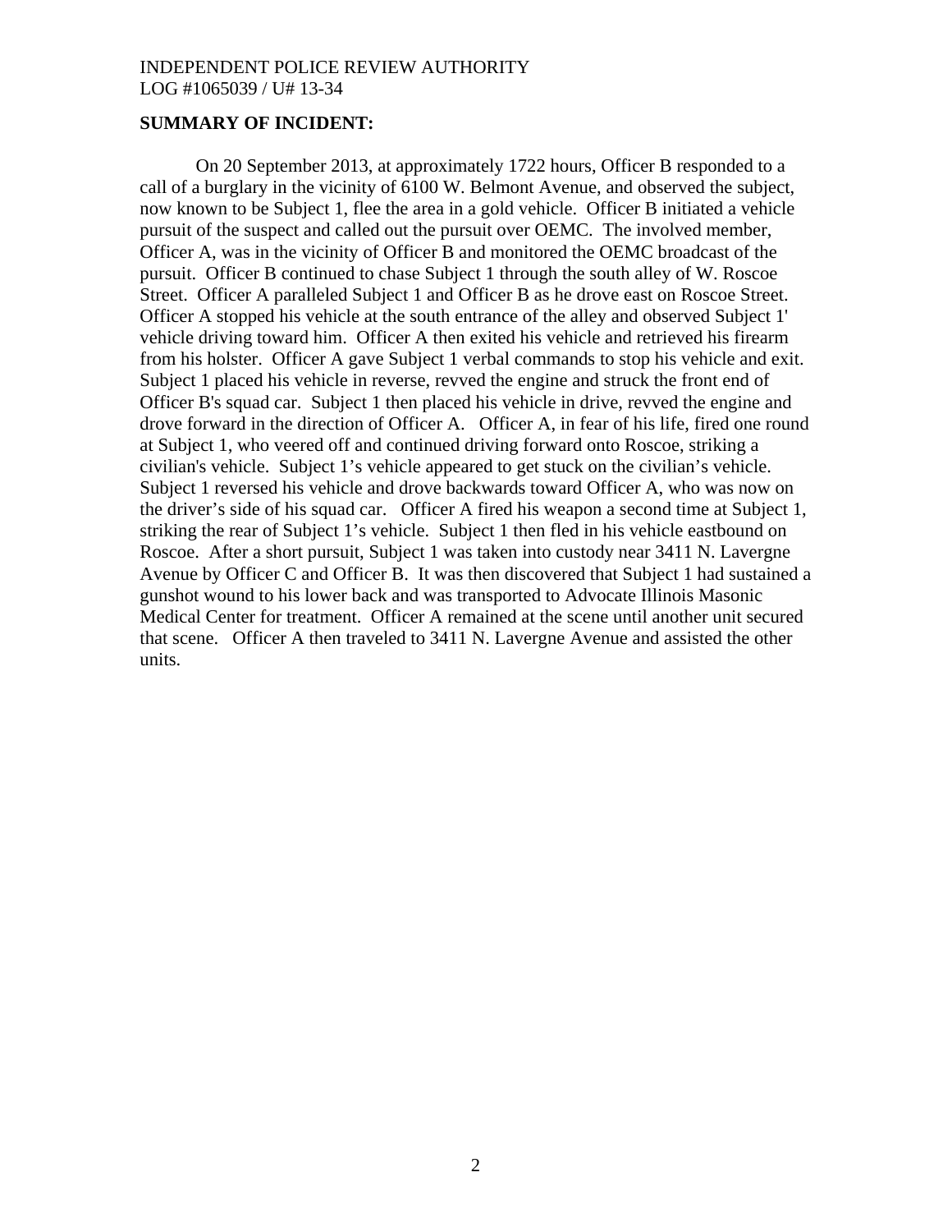INDEPENDENT POLICE REVIEW AUTHORITY
LOG #1065039 / U# 13-34

**SUMMARY OF INCIDENT:**

On 20 September 2013, at approximately 1722 hours, Officer B responded to a call of a burglary in the vicinity of 6100 W. Belmont Avenue, and observed the subject, now known to be Subject 1, flee the area in a gold vehicle. Officer B initiated a vehicle pursuit of the suspect and called out the pursuit over OEMC. The involved member, Officer A, was in the vicinity of Officer B and monitored the OEMC broadcast of the pursuit. Officer B continued to chase Subject 1 through the south alley of W. Roscoe Street. Officer A paralleled Subject 1 and Officer B as he drove east on Roscoe Street. Officer A stopped his vehicle at the south entrance of the alley and observed Subject 1' vehicle driving toward him. Officer A then exited his vehicle and retrieved his firearm from his holster. Officer A gave Subject 1 verbal commands to stop his vehicle and exit. Subject 1 placed his vehicle in reverse, revved the engine and struck the front end of Officer B's squad car. Subject 1 then placed his vehicle in drive, revved the engine and drove forward in the direction of Officer A. Officer A, in fear of his life, fired one round at Subject 1, who veered off and continued driving forward onto Roscoe, striking a civilian's vehicle. Subject 1's vehicle appeared to get stuck on the civilian's vehicle. Subject 1 reversed his vehicle and drove backwards toward Officer A, who was now on the driver's side of his squad car. Officer A fired his weapon a second time at Subject 1, striking the rear of Subject 1's vehicle. Subject 1 then fled in his vehicle eastbound on Roscoe. After a short pursuit, Subject 1 was taken into custody near 3411 N. Lavergne Avenue by Officer C and Officer B. It was then discovered that Subject 1 had sustained a gunshot wound to his lower back and was transported to Advocate Illinois Masonic Medical Center for treatment. Officer A remained at the scene until another unit secured that scene. Officer A then traveled to 3411 N. Lavergne Avenue and assisted the other units.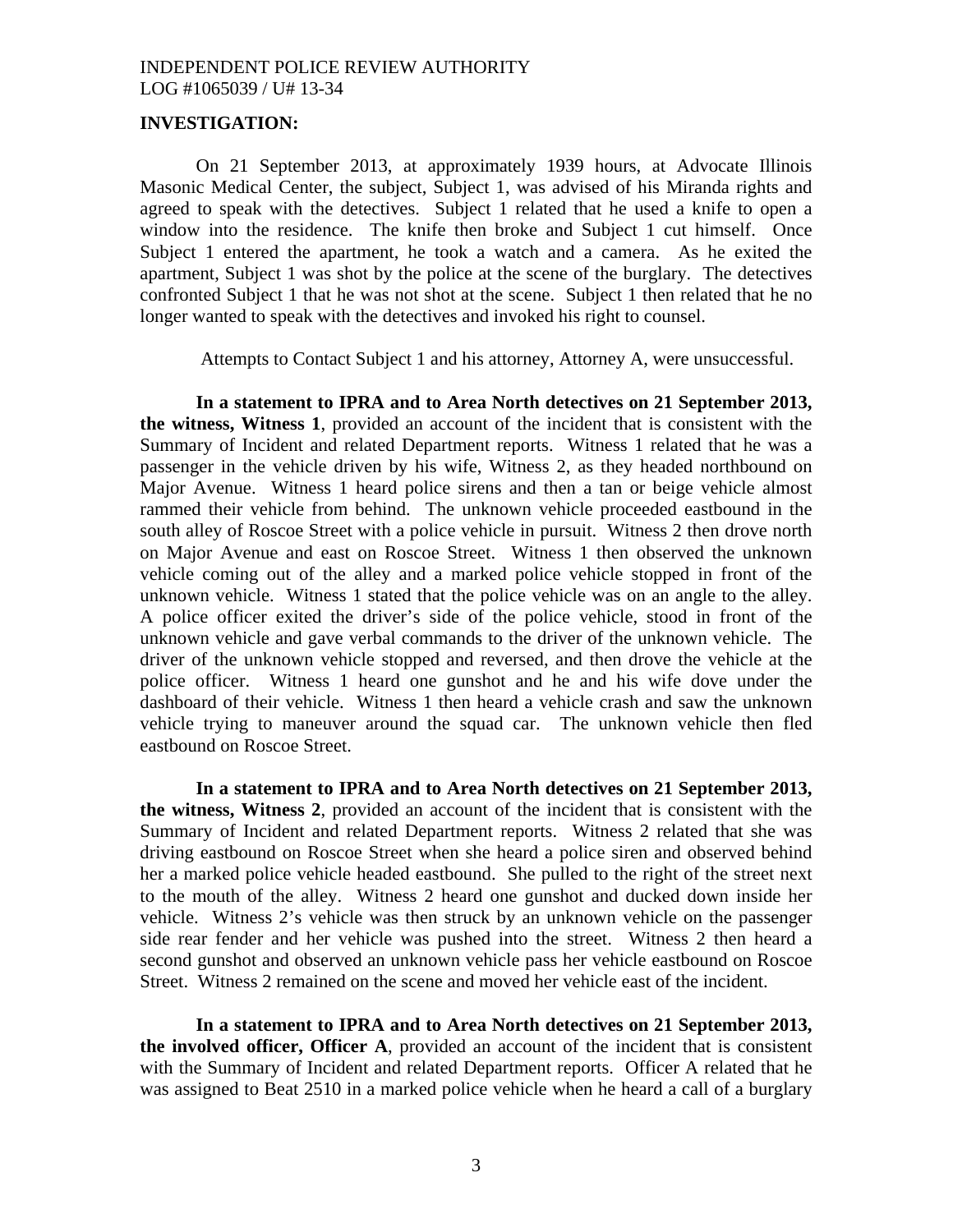**INVESTIGATION:**

On 21 September 2013, at approximately 1939 hours, at Advocate Illinois Masonic Medical Center, the subject, Subject 1, was advised of his Miranda rights and agreed to speak with the detectives. Subject 1 related that he used a knife to open a window into the residence. The knife then broke and Subject 1 cut himself. Once Subject 1 entered the apartment, he took a watch and a camera. As he exited the apartment, Subject 1 was shot by the police at the scene of the burglary. The detectives confronted Subject 1 that he was not shot at the scene. Subject 1 then related that he no longer wanted to speak with the detectives and invoked his right to counsel.

Attempts to Contact Subject 1 and his attorney, Attorney A, were unsuccessful.

**In a statement to IPRA and to Area North detectives on 21 September 2013, the witness, Witness 1**, provided an account of the incident that is consistent with the Summary of Incident and related Department reports. Witness 1 related that he was a passenger in the vehicle driven by his wife, Witness 2, as they headed northbound on Major Avenue. Witness 1 heard police sirens and then a tan or beige vehicle almost rammed their vehicle from behind. The unknown vehicle proceeded eastbound in the south alley of Roscoe Street with a police vehicle in pursuit. Witness 2 then drove north on Major Avenue and east on Roscoe Street. Witness 1 then observed the unknown vehicle coming out of the alley and a marked police vehicle stopped in front of the unknown vehicle. Witness 1 stated that the police vehicle was on an angle to the alley. A police officer exited the driver's side of the police vehicle, stood in front of the unknown vehicle and gave verbal commands to the driver of the unknown vehicle. The driver of the unknown vehicle stopped and reversed, and then drove the vehicle at the police officer. Witness 1 heard one gunshot and he and his wife dove under the dashboard of their vehicle. Witness 1 then heard a vehicle crash and saw the unknown vehicle trying to maneuver around the squad car. The unknown vehicle then fled eastbound on Roscoe Street.

**In a statement to IPRA and to Area North detectives on 21 September 2013, the witness, Witness 2**, provided an account of the incident that is consistent with the Summary of Incident and related Department reports. Witness 2 related that she was driving eastbound on Roscoe Street when she heard a police siren and observed behind her a marked police vehicle headed eastbound. She pulled to the right of the street next to the mouth of the alley. Witness 2 heard one gunshot and ducked down inside her vehicle. Witness 2's vehicle was then struck by an unknown vehicle on the passenger side rear fender and her vehicle was pushed into the street. Witness 2 then heard a second gunshot and observed an unknown vehicle pass her vehicle eastbound on Roscoe Street. Witness 2 remained on the scene and moved her vehicle east of the incident.

**In a statement to IPRA and to Area North detectives on 21 September 2013, the involved officer, Officer A**, provided an account of the incident that is consistent with the Summary of Incident and related Department reports. Officer A related that he was assigned to Beat 2510 in a marked police vehicle when he heard a call of a burglary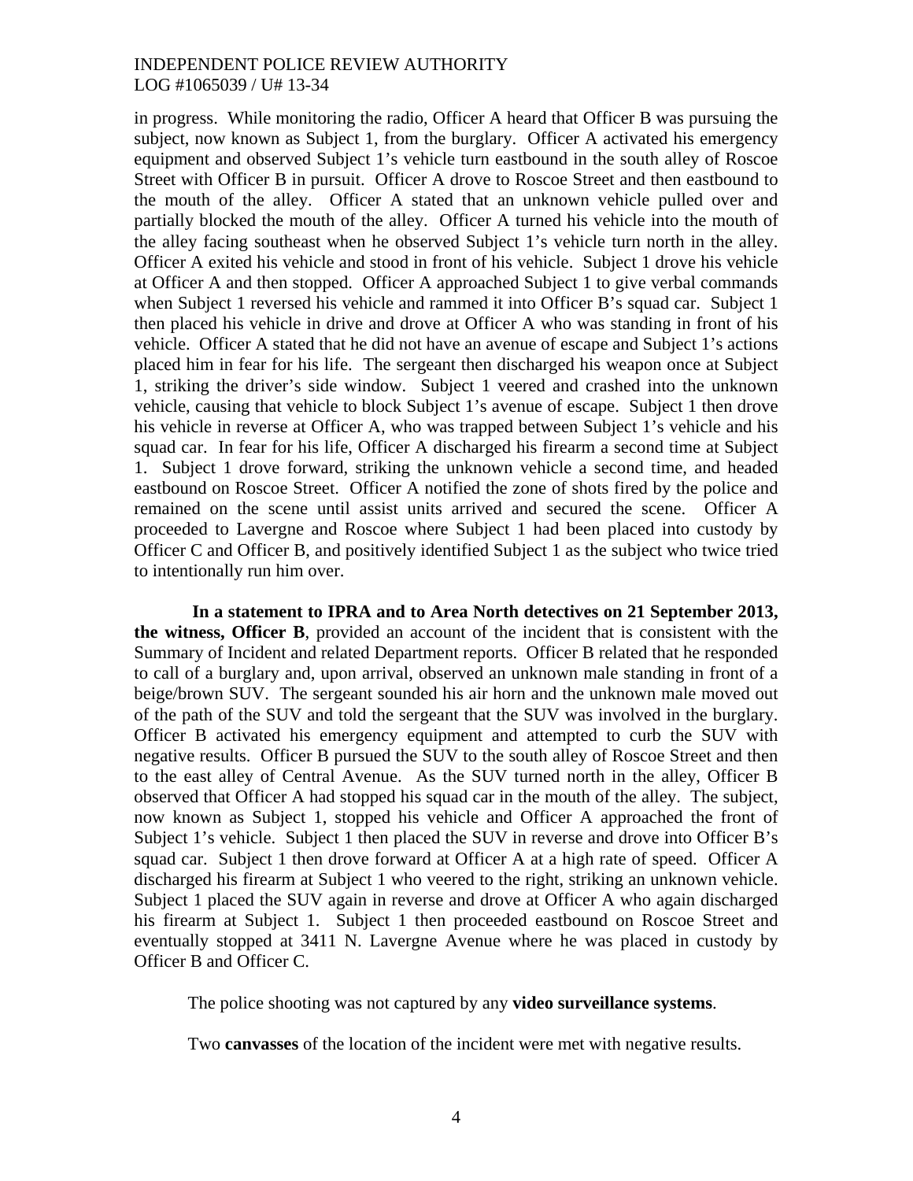in progress. While monitoring the radio, Officer A heard that Officer B was pursuing the subject, now known as Subject 1, from the burglary. Officer A activated his emergency equipment and observed Subject 1's vehicle turn eastbound in the south alley of Roscoe Street with Officer B in pursuit. Officer A drove to Roscoe Street and then eastbound to the mouth of the alley. Officer A stated that an unknown vehicle pulled over and partially blocked the mouth of the alley. Officer A turned his vehicle into the mouth of the alley facing southeast when he observed Subject 1's vehicle turn north in the alley. Officer A exited his vehicle and stood in front of his vehicle. Subject 1 drove his vehicle at Officer A and then stopped. Officer A approached Subject 1 to give verbal commands when Subject 1 reversed his vehicle and rammed it into Officer B's squad car. Subject 1 then placed his vehicle in drive and drove at Officer A who was standing in front of his vehicle. Officer A stated that he did not have an avenue of escape and Subject 1's actions placed him in fear for his life. The sergeant then discharged his weapon once at Subject 1, striking the driver's side window. Subject 1 veered and crashed into the unknown vehicle, causing that vehicle to block Subject 1's avenue of escape. Subject 1 then drove his vehicle in reverse at Officer A, who was trapped between Subject 1's vehicle and his squad car. In fear for his life, Officer A discharged his firearm a second time at Subject 1. Subject 1 drove forward, striking the unknown vehicle a second time, and headed eastbound on Roscoe Street. Officer A notified the zone of shots fired by the police and remained on the scene until assist units arrived and secured the scene. Officer A proceeded to Lavergne and Roscoe where Subject 1 had been placed into custody by Officer C and Officer B, and positively identified Subject 1 as the subject who twice tried to intentionally run him over.

**In a statement to IPRA and to Area North detectives on 21 September 2013, the witness, Officer B**, provided an account of the incident that is consistent with the Summary of Incident and related Department reports. Officer B related that he responded to call of a burglary and, upon arrival, observed an unknown male standing in front of a beige/brown SUV. The sergeant sounded his air horn and the unknown male moved out of the path of the SUV and told the sergeant that the SUV was involved in the burglary. Officer B activated his emergency equipment and attempted to curb the SUV with negative results. Officer B pursued the SUV to the south alley of Roscoe Street and then to the east alley of Central Avenue. As the SUV turned north in the alley, Officer B observed that Officer A had stopped his squad car in the mouth of the alley. The subject, now known as Subject 1, stopped his vehicle and Officer A approached the front of Subject 1's vehicle. Subject 1 then placed the SUV in reverse and drove into Officer B's squad car. Subject 1 then drove forward at Officer A at a high rate of speed. Officer A discharged his firearm at Subject 1 who veered to the right, striking an unknown vehicle. Subject 1 placed the SUV again in reverse and drove at Officer A who again discharged his firearm at Subject 1. Subject 1 then proceeded eastbound on Roscoe Street and eventually stopped at 3411 N. Lavergne Avenue where he was placed in custody by Officer B and Officer C.

The police shooting was not captured by any **video surveillance systems**.

Two **canvasses** of the location of the incident were met with negative results.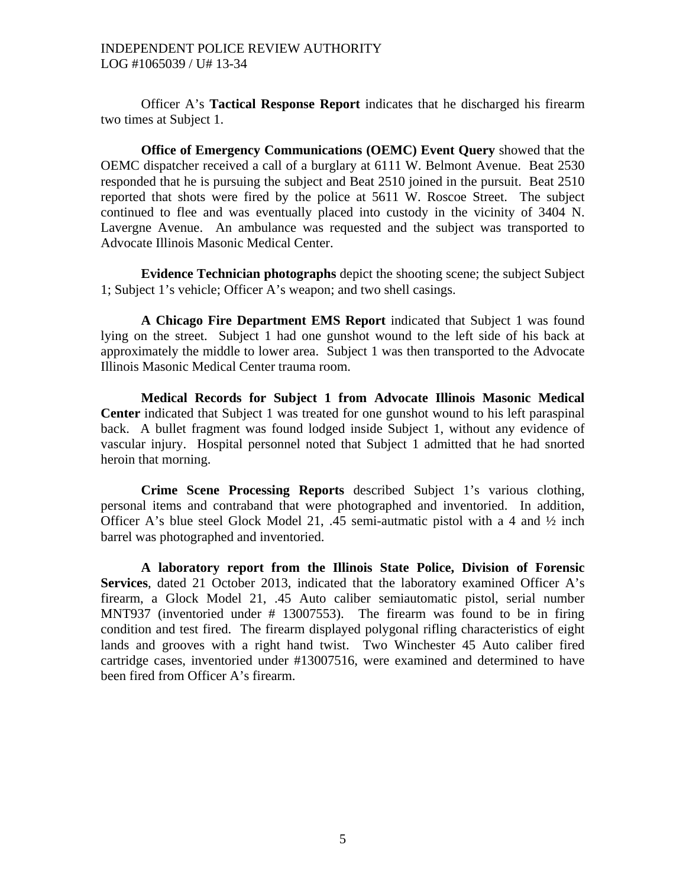Officer A's **Tactical Response Report** indicates that he discharged his firearm two times at Subject 1.

**Office of Emergency Communications (OEMC) Event Query** showed that the OEMC dispatcher received a call of a burglary at 6111 W. Belmont Avenue. Beat 2530 responded that he is pursuing the subject and Beat 2510 joined in the pursuit. Beat 2510 reported that shots were fired by the police at 5611 W. Roscoe Street. The subject continued to flee and was eventually placed into custody in the vicinity of 3404 N. Lavergne Avenue. An ambulance was requested and the subject was transported to Advocate Illinois Masonic Medical Center.

**Evidence Technician photographs** depict the shooting scene; the subject Subject 1; Subject 1's vehicle; Officer A's weapon; and two shell casings.

**A Chicago Fire Department EMS Report** indicated that Subject 1 was found lying on the street. Subject 1 had one gunshot wound to the left side of his back at approximately the middle to lower area. Subject 1 was then transported to the Advocate Illinois Masonic Medical Center trauma room.

**Medical Records for Subject 1 from Advocate Illinois Masonic Medical Center** indicated that Subject 1 was treated for one gunshot wound to his left paraspinal back. A bullet fragment was found lodged inside Subject 1, without any evidence of vascular injury. Hospital personnel noted that Subject 1 admitted that he had snorted heroin that morning.

**Crime Scene Processing Reports** described Subject 1's various clothing, personal items and contraband that were photographed and inventoried. In addition, Officer A's blue steel Glock Model 21, .45 semi-autmatic pistol with a 4 and ½ inch barrel was photographed and inventoried.

**A laboratory report from the Illinois State Police, Division of Forensic Services**, dated 21 October 2013, indicated that the laboratory examined Officer A's firearm, a Glock Model 21, .45 Auto caliber semiautomatic pistol, serial number MNT937 (inventoried under # 13007553). The firearm was found to be in firing condition and test fired. The firearm displayed polygonal rifling characteristics of eight lands and grooves with a right hand twist. Two Winchester 45 Auto caliber fired cartridge cases, inventoried under #13007516, were examined and determined to have been fired from Officer A's firearm.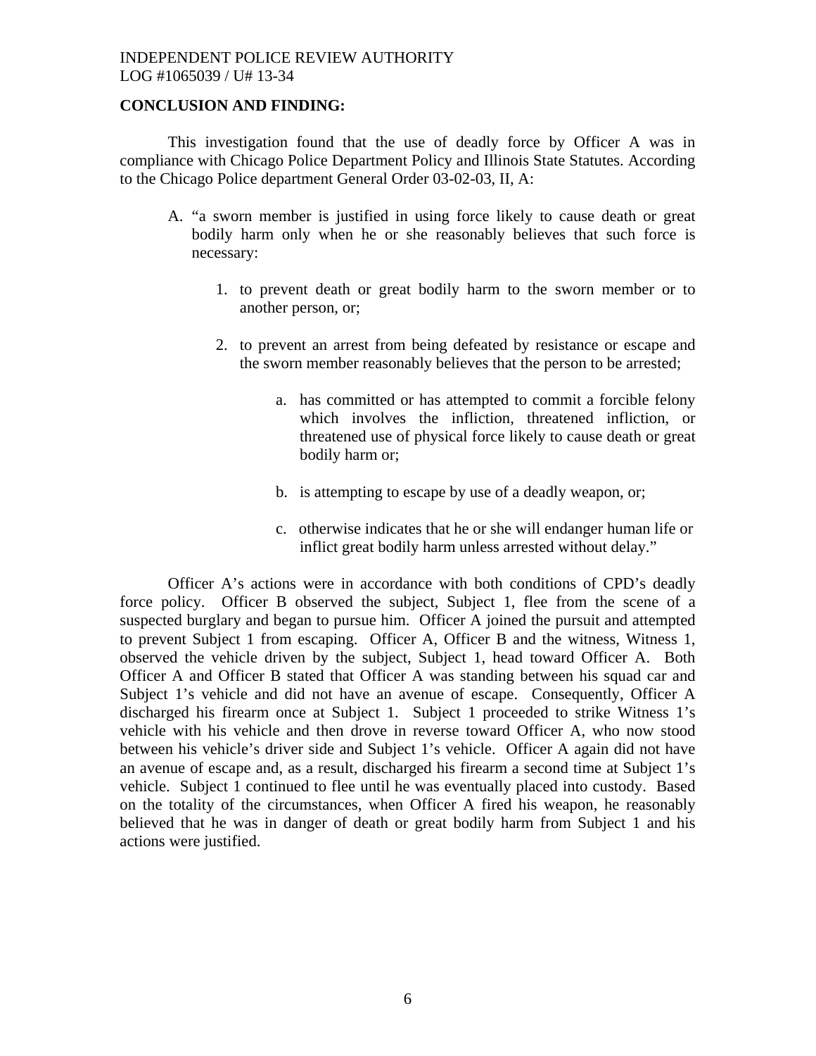INDEPENDENT POLICE REVIEW AUTHORITY
LOG #1065039 / U# 13-34

**CONCLUSION AND FINDING:**

This investigation found that the use of deadly force by Officer A was in compliance with Chicago Police Department Policy and Illinois State Statutes. According to the Chicago Police department General Order 03-02-03, II, A:

A. "a sworn member is justified in using force likely to cause death or great bodily harm only when he or she reasonably believes that such force is necessary:

   1. to prevent death or great bodily harm to the sworn member or to another person, or;

   2. to prevent an arrest from being defeated by resistance or escape and the sworn member reasonably believes that the person to be arrested;

      a. has committed or has attempted to commit a forcible felony which involves the infliction, threatened infliction, or threatened use of physical force likely to cause death or great bodily harm or;

      b. is attempting to escape by use of a deadly weapon, or;

      c. otherwise indicates that he or she will endanger human life or inflict great bodily harm unless arrested without delay."

Officer A's actions were in accordance with both conditions of CPD's deadly force policy. Officer B observed the subject, Subject 1, flee from the scene of a suspected burglary and began to pursue him. Officer A joined the pursuit and attempted to prevent Subject 1 from escaping. Officer A, Officer B and the witness, Witness 1, observed the vehicle driven by the subject, Subject 1, head toward Officer A. Both Officer A and Officer B stated that Officer A was standing between his squad car and Subject 1's vehicle and did not have an avenue of escape. Consequently, Officer A discharged his firearm once at Subject 1. Subject 1 proceeded to strike Witness 1's vehicle with his vehicle and then drove in reverse toward Officer A, who now stood between his vehicle's driver side and Subject 1's vehicle. Officer A again did not have an avenue of escape and, as a result, discharged his firearm a second time at Subject 1's vehicle. Subject 1 continued to flee until he was eventually placed into custody. Based on the totality of the circumstances, when Officer A fired his weapon, he reasonably believed that he was in danger of death or great bodily harm from Subject 1 and his actions were justified.